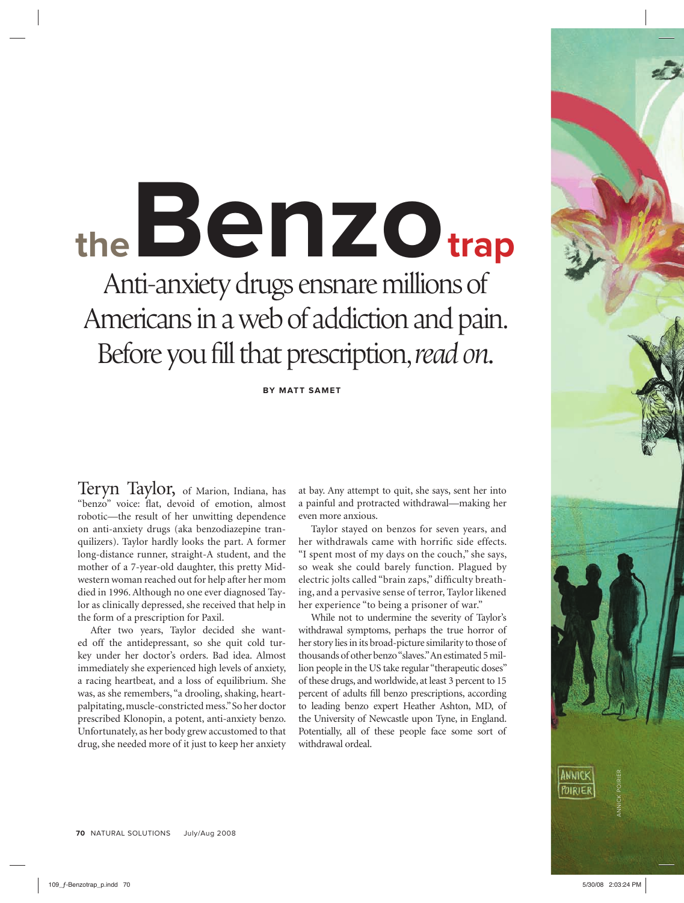# the Benzo trap

## Anti-anxiety drugs ensnare millions of Americans in a web of addiction and pain. Before you fill that prescription, *read on*.

**BY MATT SAMET**

Teryn Taylor, of Marion, Indiana, has "benzo" voice: flat, devoid of emotion, almost robotic—the result of her unwitting dependence on anti-anxiety drugs (aka benzodiazepine tranquilizers). Taylor hardly looks the part. A former long-distance runner, straight-A student, and the mother of a 7-year-old daughter, this pretty Midwestern woman reached out for help after her mom died in 1996. Although no one ever diagnosed Taylor as clinically depressed, she received that help in the form of a prescription for Paxil.

After two years, Taylor decided she wanted off the antidepressant, so she quit cold turkey under her doctor's orders. Bad idea. Almost immediately she experienced high levels of anxiety, a racing heartbeat, and a loss of equilibrium. She was, as she remembers, "a drooling, shaking, heart-palpitating, muscle-constricted mess." So her doctor prescribed Klonopin, a potent, anti-anxiety benzo. Unfortunately, as her body grew accustomed to that drug, she needed more of it just to keep her anxiety at bay. Any attempt to quit, she says, sent her into a painful and protracted withdrawal—making her even more anxious.

Taylor stayed on benzos for seven years, and her withdrawals came with horrific side effects. "I spent most of my days on the couch," she says, so weak she could barely function. Plagued by electric jolts called "brain zaps," difficulty breathing, and a pervasive sense of terror, Taylor likened her experience "to being a prisoner of war."

While not to undermine the severity of Taylor's withdrawal symptoms, perhaps the true horror of her story lies in its broad-picture similarity to those of thousands of other benzo "slaves." An estimated 5 million people in the US take regular "therapeutic doses" of these drugs, and worldwide, at least 3 percent to 15 percent of adults fill benzo prescriptions, according to leading benzo expert Heather Ashton, MD, of the University of Newcastle upon Tyne, in England. Potentially, all of these people face some sort of withdrawal ordeal.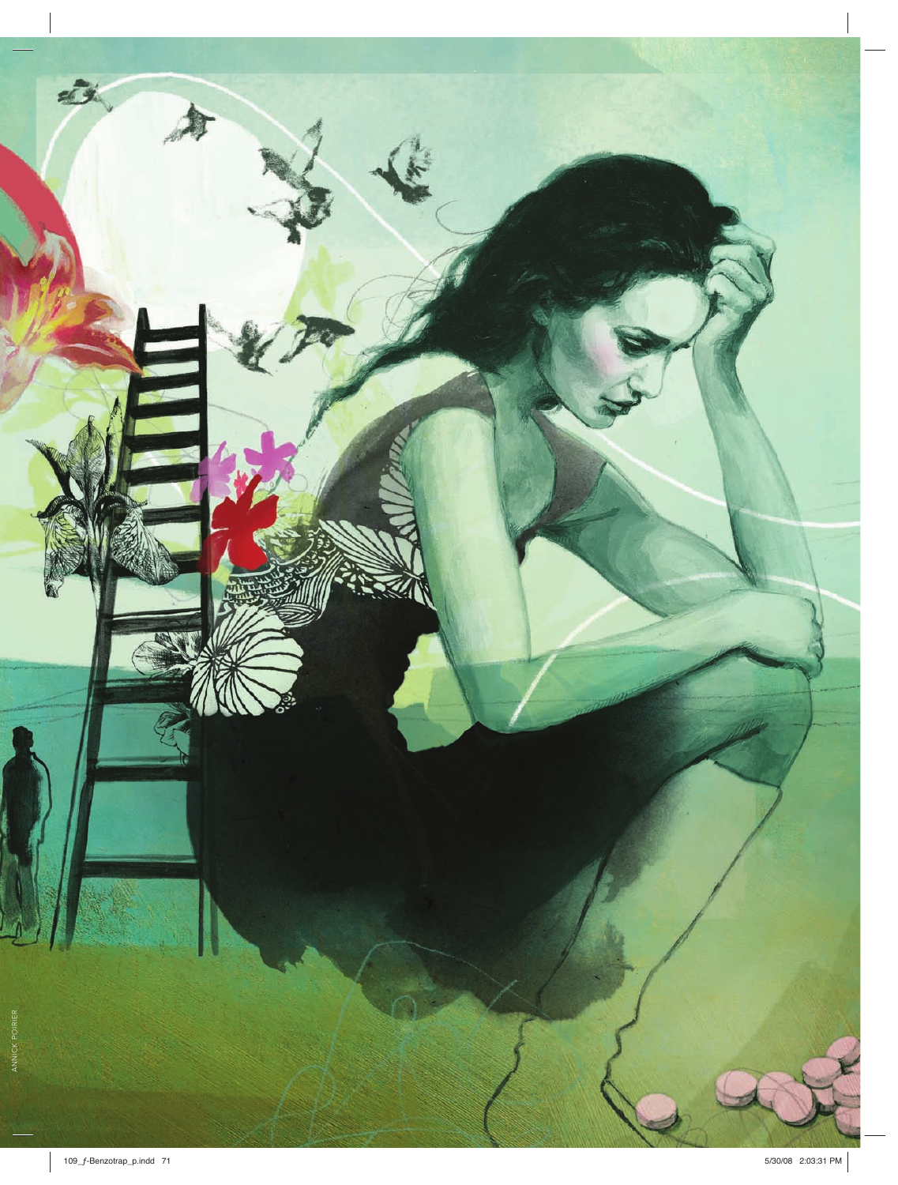ANNICK POIRIER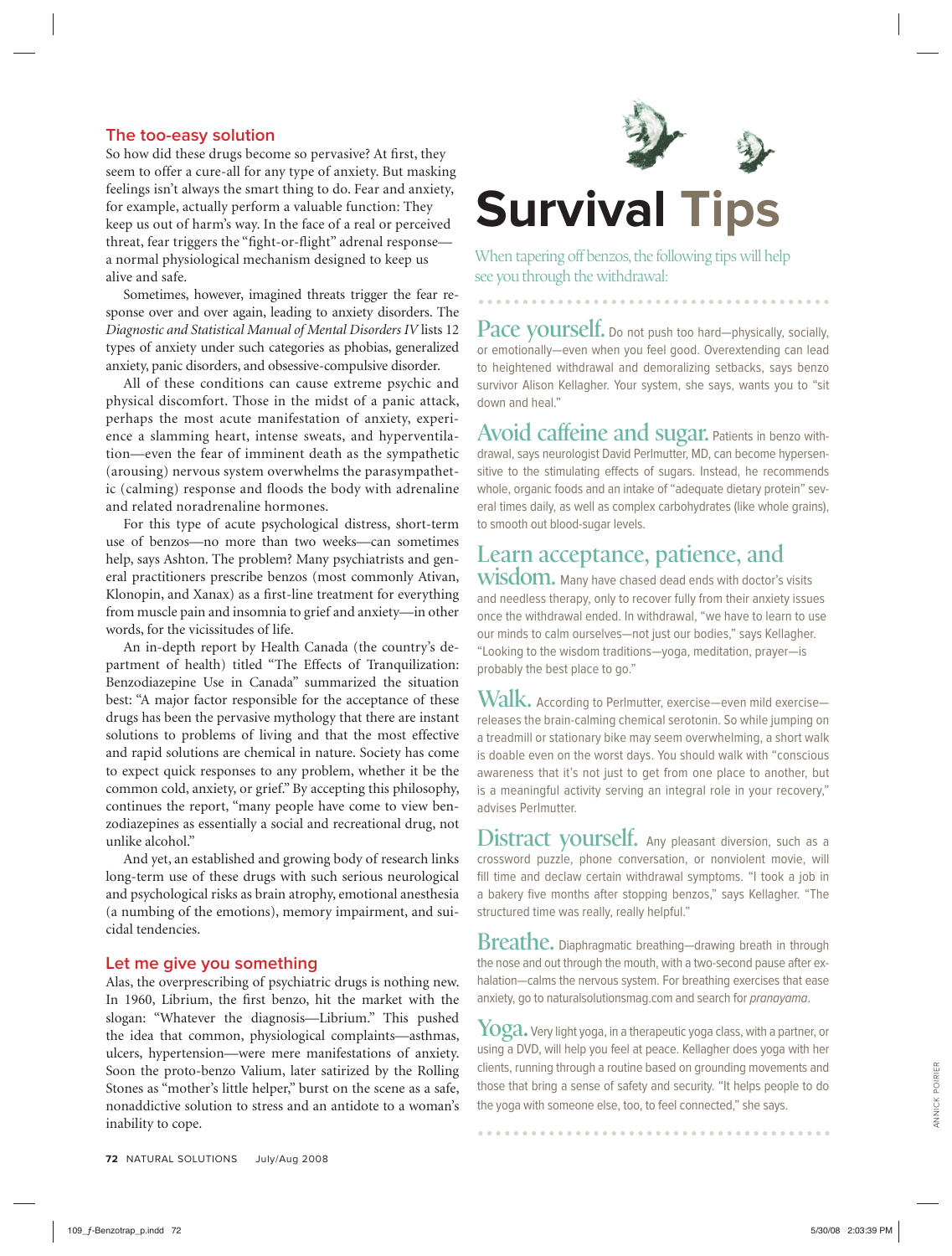## The too-easy solution

So how did these drugs become so pervasive? At first, they seem to offer a cure-all for any type of anxiety. But masking feelings isn't always the smart thing to do. Fear and anxiety, for example, actually perform a valuable function: They keep us out of harm's way. In the face of a real or perceived threat, fear triggers the "fight-or-flight" adrenal response—a normal physiological mechanism designed to keep us alive and safe.

Sometimes, however, imagined threats trigger the fear response over and over again, leading to anxiety disorders. The *Diagnostic and Statistical Manual of Mental Disorders IV* lists 12 types of anxiety under such categories as phobias, generalized anxiety, panic disorders, and obsessive-compulsive disorder.

All of these conditions can cause extreme psychic and physical discomfort. Those in the midst of a panic attack, perhaps the most acute manifestation of anxiety, experience a slamming heart, intense sweats, and hyperventilation—even the fear of imminent death as the sympathetic (arousing) nervous system overwhelms the parasympathetic (calming) response and floods the body with adrenaline and related noradrenaline hormones.

For this type of acute psychological distress, short-term use of benzos—no more than two weeks—can sometimes help, says Ashton. The problem? Many psychiatrists and general practitioners prescribe benzos (most commonly Ativan, Klonopin, and Xanax) as a first-line treatment for everything from muscle pain and insomnia to grief and anxiety—in other words, for the vicissitudes of life.

An in-depth report by Health Canada (the country's department of health) titled "The Effects of Tranquilization: Benzodiazepine Use in Canada" summarized the situation best: "A major factor responsible for the acceptance of these drugs has been the pervasive mythology that there are instant solutions to problems of living and that the most effective and rapid solutions are chemical in nature. Society has come to expect quick responses to any problem, whether it be the common cold, anxiety, or grief." By accepting this philosophy, continues the report, "many people have come to view benzodiazepines as essentially a social and recreational drug, not unlike alcohol."

And yet, an established and growing body of research links long-term use of these drugs with such serious neurological and psychological risks as brain atrophy, emotional anesthesia (a numbing of the emotions), memory impairment, and suicidal tendencies.

## Let me give you something

Alas, the overprescribing of psychiatric drugs is nothing new. In 1960, Librium, the first benzo, hit the market with the slogan: "Whatever the diagnosis—Librium." This pushed the idea that common, physiological complaints—asthmas, ulcers, hypertension—were mere manifestations of anxiety. Soon the proto-benzo Valium, later satirized by the Rolling Stones as "mother's little helper," burst on the scene as a safe, nonaddictive solution to stress and an antidote to a woman's inability to cope.

# Survival Tips

When tapering off benzos, the following tips will help see you through the withdrawal:

**Pace yourself.** Do not push too hard—physically, socially, or emotionally—even when you feel good. Overextending can lead to heightened withdrawal and demoralizing setbacks, says benzo survivor Alison Kellagher. Your system, she says, wants you to "sit down and heal."

**Avoid caffeine and sugar.** Patients in benzo withdrawal, says neurologist David Perlmutter, MD, can become hypersensitive to the stimulating effects of sugars. Instead, he recommends whole, organic foods and an intake of "adequate dietary protein" several times daily, as well as complex carbohydrates (like whole grains), to smooth out blood-sugar levels.

**Learn acceptance, patience, and wisdom.** Many have chased dead ends with doctor's visits and needless therapy, only to recover fully from their anxiety issues once the withdrawal ended. In withdrawal, "we have to learn to use our minds to calm ourselves—not just our bodies," says Kellagher. "Looking to the wisdom traditions—yoga, meditation, prayer—is probably the best place to go."

**Walk.** According to Perlmutter, exercise—even mild exercise—releases the brain-calming chemical serotonin. So while jumping on a treadmill or stationary bike may seem overwhelming, a short walk is doable even on the worst days. You should walk with "conscious awareness that it's not just to get from one place to another, but is a meaningful activity serving an integral role in your recovery," advises Perlmutter.

**Distract yourself.** Any pleasant diversion, such as a crossword puzzle, phone conversation, or nonviolent movie, will fill time and declaw certain withdrawal symptoms. "I took a job in a bakery five months after stopping benzos," says Kellagher. "The structured time was really, really helpful."

**Breathe.** Diaphragmatic breathing—drawing breath in through the nose and out through the mouth, with a two-second pause after exhalation—calms the nervous system. For breathing exercises that ease anxiety, go to naturalsolutionsmag.com and search for *pranayama*.

**Yoga.** Very light yoga, in a therapeutic yoga class, with a partner, or using a DVD, will help you feel at peace. Kellagher does yoga with her clients, running through a routine based on grounding movements and those that bring a sense of safety and security. "It helps people to do the yoga with someone else, too, to feel connected," she says.

ANNICK POIRIER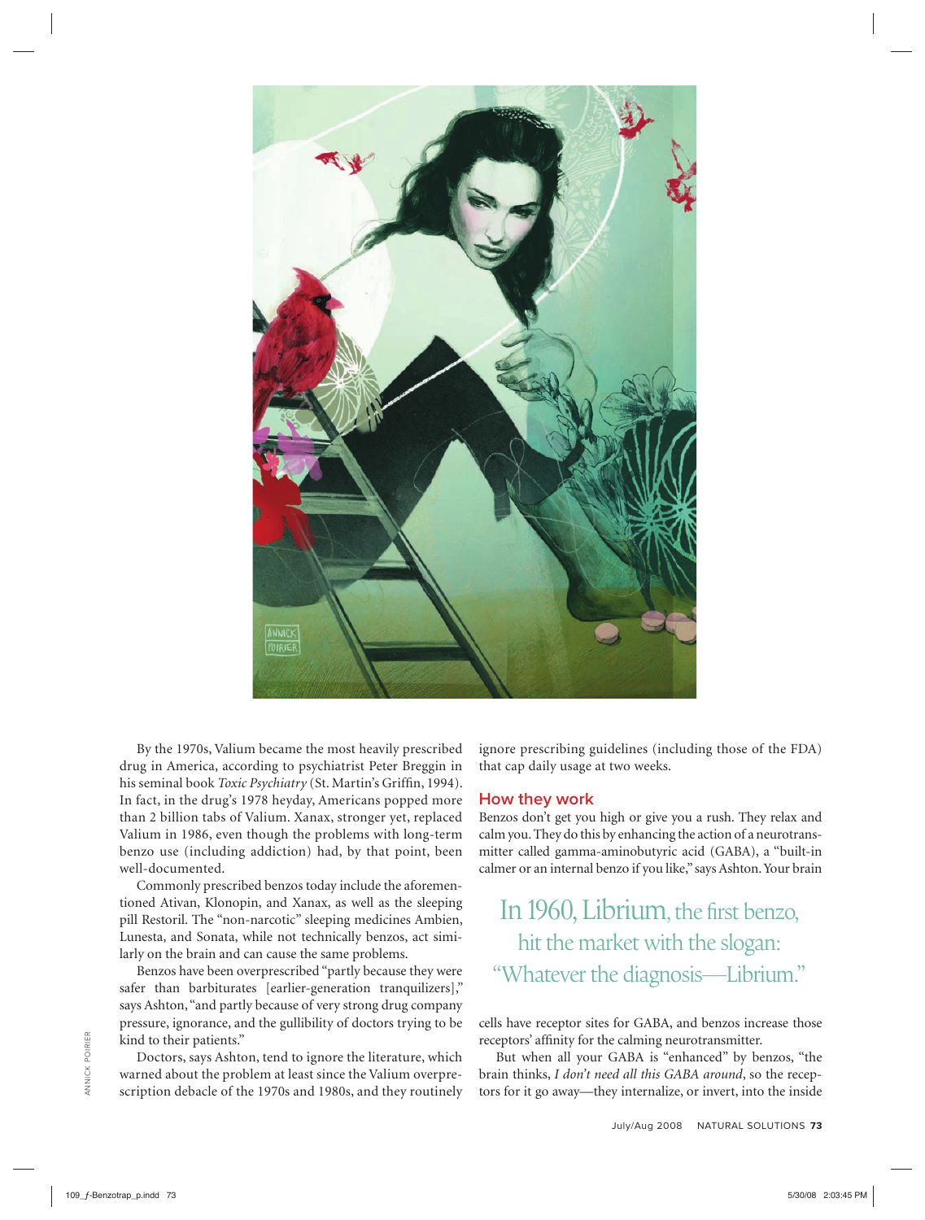By the 1970s, Valium became the most heavily prescribed drug in America, according to psychiatrist Peter Breggin in his seminal book *Toxic Psychiatry* (St. Martin's Griffin, 1994). In fact, in the drug's 1978 heyday, Americans popped more than 2 billion tabs of Valium. Xanax, stronger yet, replaced Valium in 1986, even though the problems with long-term benzo use (including addiction) had, by that point, been well-documented.

Commonly prescribed benzos today include the aforementioned Ativan, Klonopin, and Xanax, as well as the sleeping pill Restoril. The "non-narcotic" sleeping medicines Ambien, Lunesta, and Sonata, while not technically benzos, act similarly on the brain and can cause the same problems.

Benzos have been overprescribed "partly because they were safer than barbiturates [earlier-generation tranquilizers]," says Ashton, "and partly because of very strong drug company pressure, ignorance, and the gullibility of doctors trying to be kind to their patients."

Doctors, says Ashton, tend to ignore the literature, which warned about the problem at least since the Valium overprescription debacle of the 1970s and 1980s, and they routinely ignore prescribing guidelines (including those of the FDA) that cap daily usage at two weeks.

## How they work

Benzos don't get you high or give you a rush. They relax and calm you. They do this by enhancing the action of a neurotransmitter called gamma-aminobutyric acid (GABA), a "built-in calmer or an internal benzo if you like," says Ashton. Your brain cells have receptor sites for GABA, and benzos increase those receptors' affinity for the calming neurotransmitter.

> In 1960, Librium, the first benzo, hit the market with the slogan: "Whatever the diagnosis—Librium."

But when all your GABA is "enhanced" by benzos, "the brain thinks, *I don't need all this GABA around*, so the receptors for it go away—they internalize, or invert, into the inside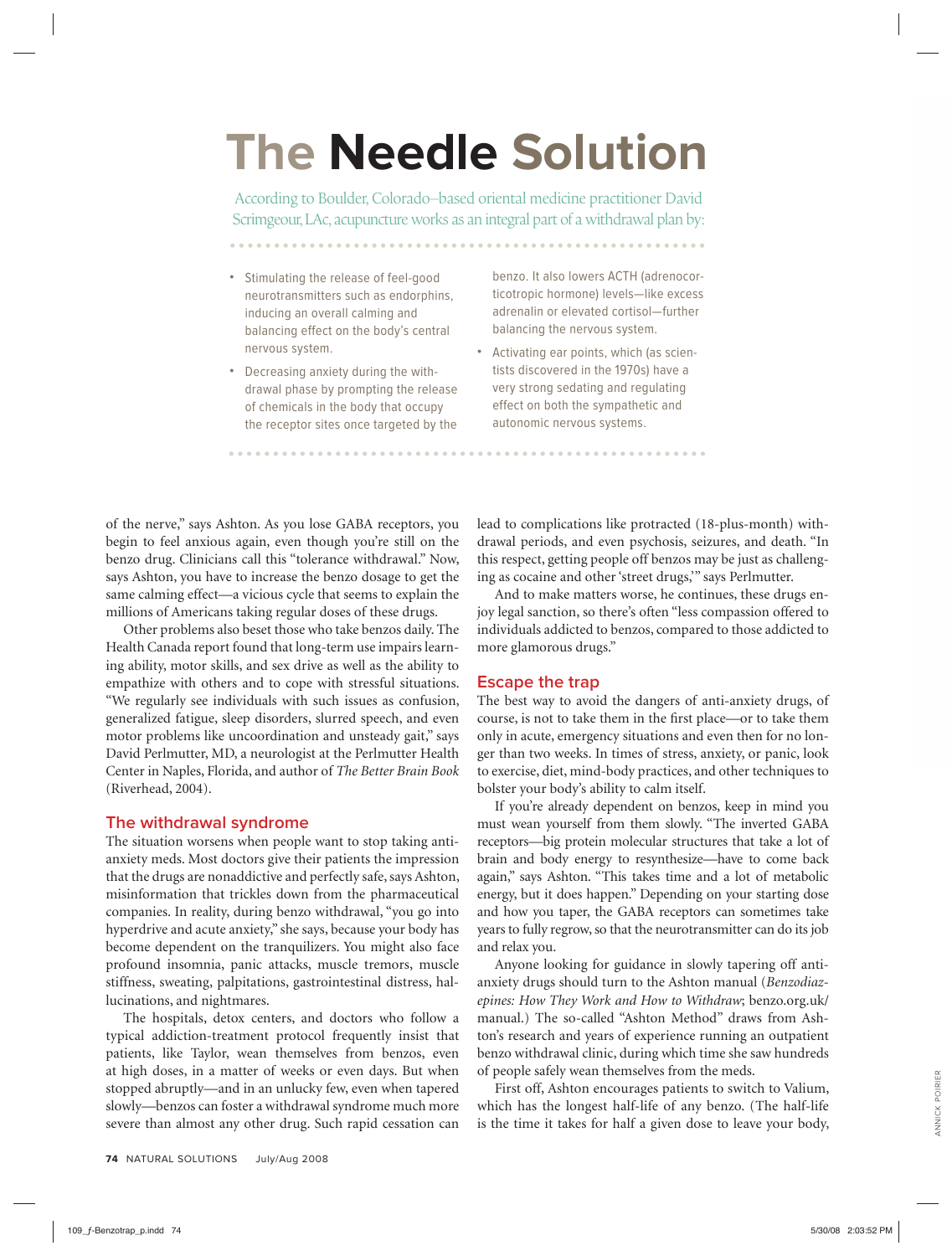# The Needle Solution

According to Boulder, Colorado–based oriental medicine practitioner David Scrimgeour, LAc, acupuncture works as an integral part of a withdrawal plan by:

- Stimulating the release of feel-good neurotransmitters such as endorphins, inducing an overall calming and balancing effect on the body's central nervous system.
- Decreasing anxiety during the withdrawal phase by prompting the release of chemicals in the body that occupy the receptor sites once targeted by the benzo. It also lowers ACTH (adrenocorticotropic hormone) levels—like excess adrenalin or elevated cortisol—further balancing the nervous system.
- Activating ear points, which (as scientists discovered in the 1970s) have a very strong sedating and regulating effect on both the sympathetic and autonomic nervous systems.

of the nerve," says Ashton. As you lose GABA receptors, you begin to feel anxious again, even though you're still on the benzo drug. Clinicians call this "tolerance withdrawal." Now, says Ashton, you have to increase the benzo dosage to get the same calming effect—a vicious cycle that seems to explain the millions of Americans taking regular doses of these drugs.

Other problems also beset those who take benzos daily. The Health Canada report found that long-term use impairs learning ability, motor skills, and sex drive as well as the ability to empathize with others and to cope with stressful situations. "We regularly see individuals with such issues as confusion, generalized fatigue, sleep disorders, slurred speech, and even motor problems like uncoordination and unsteady gait," says David Perlmutter, MD, a neurologist at the Perlmutter Health Center in Naples, Florida, and author of *The Better Brain Book* (Riverhead, 2004).

## The withdrawal syndrome

The situation worsens when people want to stop taking anti-anxiety meds. Most doctors give their patients the impression that the drugs are nonaddictive and perfectly safe, says Ashton, misinformation that trickles down from the pharmaceutical companies. In reality, during benzo withdrawal, "you go into hyperdrive and acute anxiety," she says, because your body has become dependent on the tranquilizers. You might also face profound insomnia, panic attacks, muscle tremors, muscle stiffness, sweating, palpitations, gastrointestinal distress, hallucinations, and nightmares.

The hospitals, detox centers, and doctors who follow a typical addiction-treatment protocol frequently insist that patients, like Taylor, wean themselves from benzos, even at high doses, in a matter of weeks or even days. But when stopped abruptly—and in an unlucky few, even when tapered slowly—benzos can foster a withdrawal syndrome much more severe than almost any other drug. Such rapid cessation can lead to complications like protracted (18-plus-month) withdrawal periods, and even psychosis, seizures, and death. "In this respect, getting people off benzos may be just as challenging as cocaine and other 'street drugs,'" says Perlmutter.

And to make matters worse, he continues, these drugs enjoy legal sanction, so there's often "less compassion offered to individuals addicted to benzos, compared to those addicted to more glamorous drugs."

## Escape the trap

The best way to avoid the dangers of anti-anxiety drugs, of course, is not to take them in the first place—or to take them only in acute, emergency situations and even then for no longer than two weeks. In times of stress, anxiety, or panic, look to exercise, diet, mind-body practices, and other techniques to bolster your body's ability to calm itself.

If you're already dependent on benzos, keep in mind you must wean yourself from them slowly. "The inverted GABA receptors—big protein molecular structures that take a lot of brain and body energy to resynthesize—have to come back again," says Ashton. "This takes time and a lot of metabolic energy, but it does happen." Depending on your starting dose and how you taper, the GABA receptors can sometimes take years to fully regrow, so that the neurotransmitter can do its job and relax you.

Anyone looking for guidance in slowly tapering off anti-anxiety drugs should turn to the Ashton manual (*Benzodiazepines: How They Work and How to Withdraw*; benzo.org.uk/manual.) The so-called "Ashton Method" draws from Ashton's research and years of experience running an outpatient benzo withdrawal clinic, during which time she saw hundreds of people safely wean themselves from the meds.

First off, Ashton encourages patients to switch to Valium, which has the longest half-life of any benzo. (The half-life is the time it takes for half a given dose to leave your body,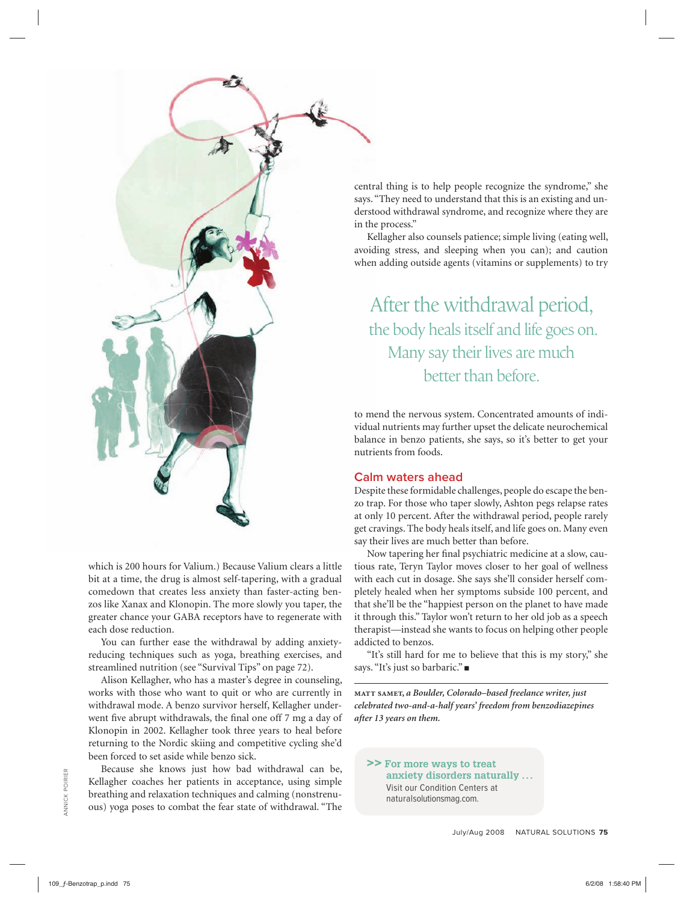which is 200 hours for Valium.) Because Valium clears a little bit at a time, the drug is almost self-tapering, with a gradual comedown that creates less anxiety than faster-acting benzos like Xanax and Klonopin. The more slowly you taper, the greater chance your GABA receptors have to regenerate with each dose reduction.

You can further ease the withdrawal by adding anxiety-reducing techniques such as yoga, breathing exercises, and streamlined nutrition (see "Survival Tips" on page 72).

Alison Kellagher, who has a master's degree in counseling, works with those who want to quit or who are currently in withdrawal mode. A benzo survivor herself, Kellagher underwent five abrupt withdrawals, the final one off 7 mg a day of Klonopin in 2002. Kellagher took three years to heal before returning to the Nordic skiing and competitive cycling she'd been forced to set aside while benzo sick.

Because she knows just how bad withdrawal can be, Kellagher coaches her patients in acceptance, using simple breathing and relaxation techniques and calming (nonstrenuous) yoga poses to combat the fear state of withdrawal. "The central thing is to help people recognize the syndrome," she says. "They need to understand that this is an existing and understood withdrawal syndrome, and recognize where they are in the process."

Kellagher also counsels patience; simple living (eating well, avoiding stress, and sleeping when you can); and caution when adding outside agents (vitamins or supplements) to try to mend the nervous system. Concentrated amounts of individual nutrients may further upset the delicate neurochemical balance in benzo patients, she says, so it's better to get your nutrients from foods.

> After the withdrawal period, the body heals itself and life goes on. Many say their lives are much better than before.

## Calm waters ahead

Despite these formidable challenges, people do escape the benzo trap. For those who taper slowly, Ashton pegs relapse rates at only 10 percent. After the withdrawal period, people rarely get cravings. The body heals itself, and life goes on. Many even say their lives are much better than before.

Now tapering her final psychiatric medicine at a slow, cautious rate, Teryn Taylor moves closer to her goal of wellness with each cut in dosage. She says she'll consider herself completely healed when her symptoms subside 100 percent, and that she'll be the "happiest person on the planet to have made it through this." Taylor won't return to her old job as a speech therapist—instead she wants to focus on helping other people addicted to benzos.

"It's still hard for me to believe that this is my story," she says. "It's just so barbaric." ■

---

**MATT SAMET,** *a Boulder, Colorado–based freelance writer, just celebrated two-and-a-half years' freedom from benzodiazepines after 13 years on them.*

**>> For more ways to treat anxiety disorders naturally ...**
Visit our Condition Centers at naturalsolutionsmag.com.

ANNICK POIRIER